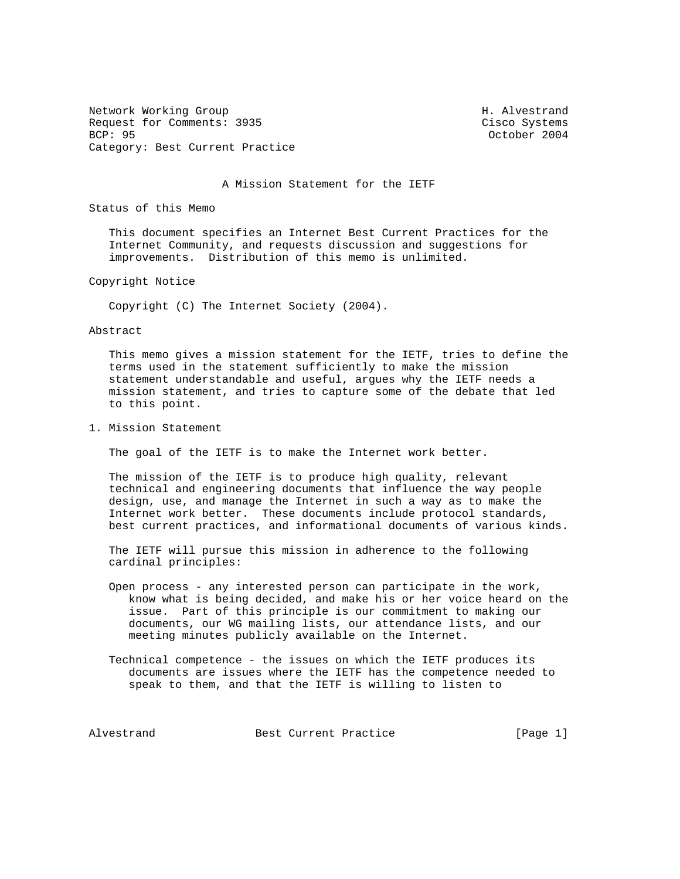Network Working Group H. Alvestrand
Request for Comments: 3935 Cisco Systems
BCP: 95 October 2004
Category: Best Current Practice

# A Mission Statement for the IETF

## Status of this Memo

This document specifies an Internet Best Current Practices for the Internet Community, and requests discussion and suggestions for improvements. Distribution of this memo is unlimited.

## Copyright Notice

Copyright (C) The Internet Society (2004).

## Abstract

This memo gives a mission statement for the IETF, tries to define the terms used in the statement sufficiently to make the mission statement understandable and useful, argues why the IETF needs a mission statement, and tries to capture some of the debate that led to this point.

## 1. Mission Statement

The goal of the IETF is to make the Internet work better.

The mission of the IETF is to produce high quality, relevant technical and engineering documents that influence the way people design, use, and manage the Internet in such a way as to make the Internet work better. These documents include protocol standards, best current practices, and informational documents of various kinds.

The IETF will pursue this mission in adherence to the following cardinal principles:

Open process - any interested person can participate in the work, know what is being decided, and make his or her voice heard on the issue. Part of this principle is our commitment to making our documents, our WG mailing lists, our attendance lists, and our meeting minutes publicly available on the Internet.

Technical competence - the issues on which the IETF produces its documents are issues where the IETF has the competence needed to speak to them, and that the IETF is willing to listen to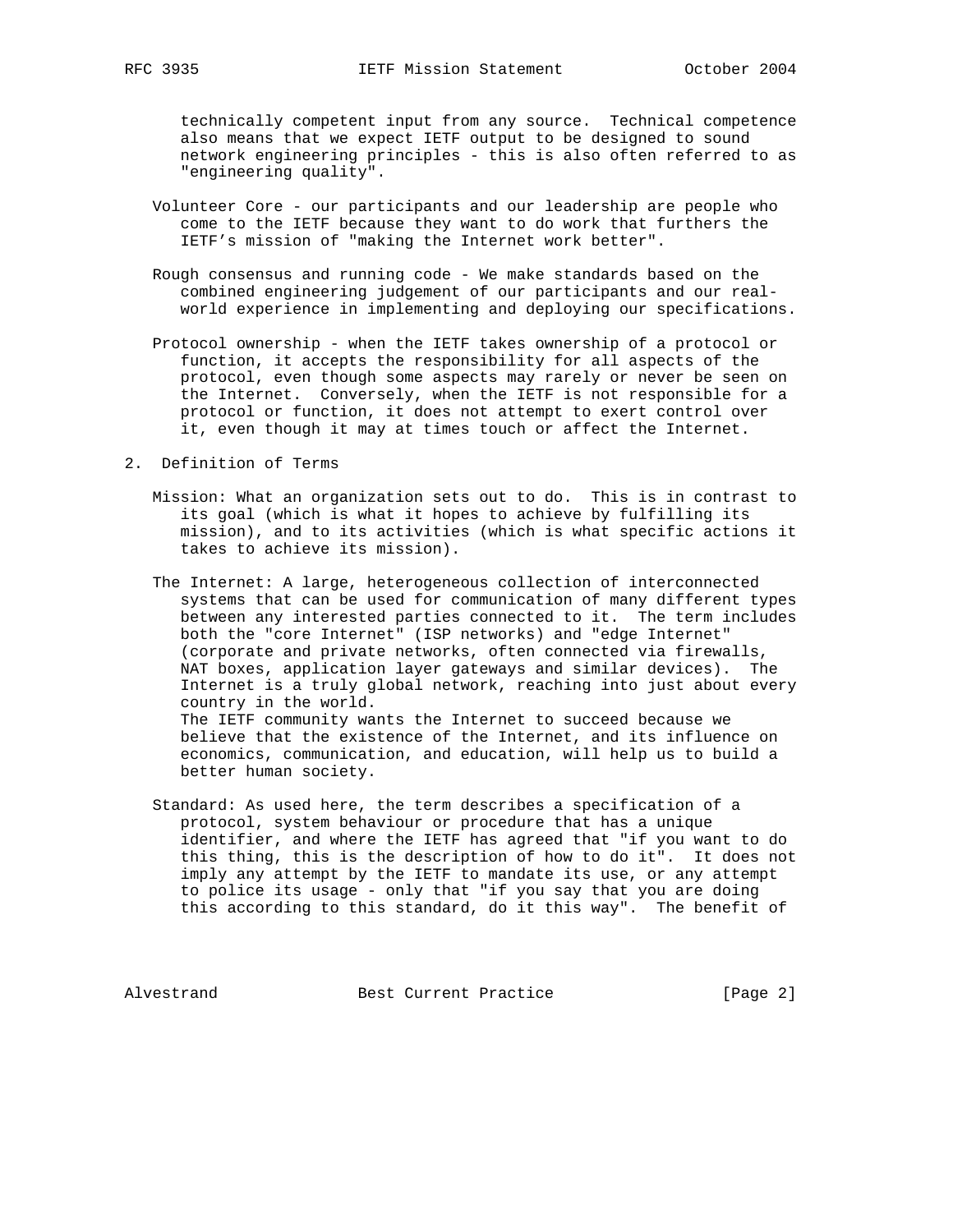technically competent input from any source. Technical competence also means that we expect IETF output to be designed to sound network engineering principles - this is also often referred to as "engineering quality".

Volunteer Core - our participants and our leadership are people who come to the IETF because they want to do work that furthers the IETF's mission of "making the Internet work better".

Rough consensus and running code - We make standards based on the combined engineering judgement of our participants and our real-world experience in implementing and deploying our specifications.

Protocol ownership - when the IETF takes ownership of a protocol or function, it accepts the responsibility for all aspects of the protocol, even though some aspects may rarely or never be seen on the Internet. Conversely, when the IETF is not responsible for a protocol or function, it does not attempt to exert control over it, even though it may at times touch or affect the Internet.

## 2. Definition of Terms

Mission: What an organization sets out to do. This is in contrast to its goal (which is what it hopes to achieve by fulfilling its mission), and to its activities (which is what specific actions it takes to achieve its mission).

The Internet: A large, heterogeneous collection of interconnected systems that can be used for communication of many different types between any interested parties connected to it. The term includes both the "core Internet" (ISP networks) and "edge Internet" (corporate and private networks, often connected via firewalls, NAT boxes, application layer gateways and similar devices). The Internet is a truly global network, reaching into just about every country in the world.
The IETF community wants the Internet to succeed because we believe that the existence of the Internet, and its influence on economics, communication, and education, will help us to build a better human society.

Standard: As used here, the term describes a specification of a protocol, system behaviour or procedure that has a unique identifier, and where the IETF has agreed that "if you want to do this thing, this is the description of how to do it". It does not imply any attempt by the IETF to mandate its use, or any attempt to police its usage - only that "if you say that you are doing this according to this standard, do it this way". The benefit of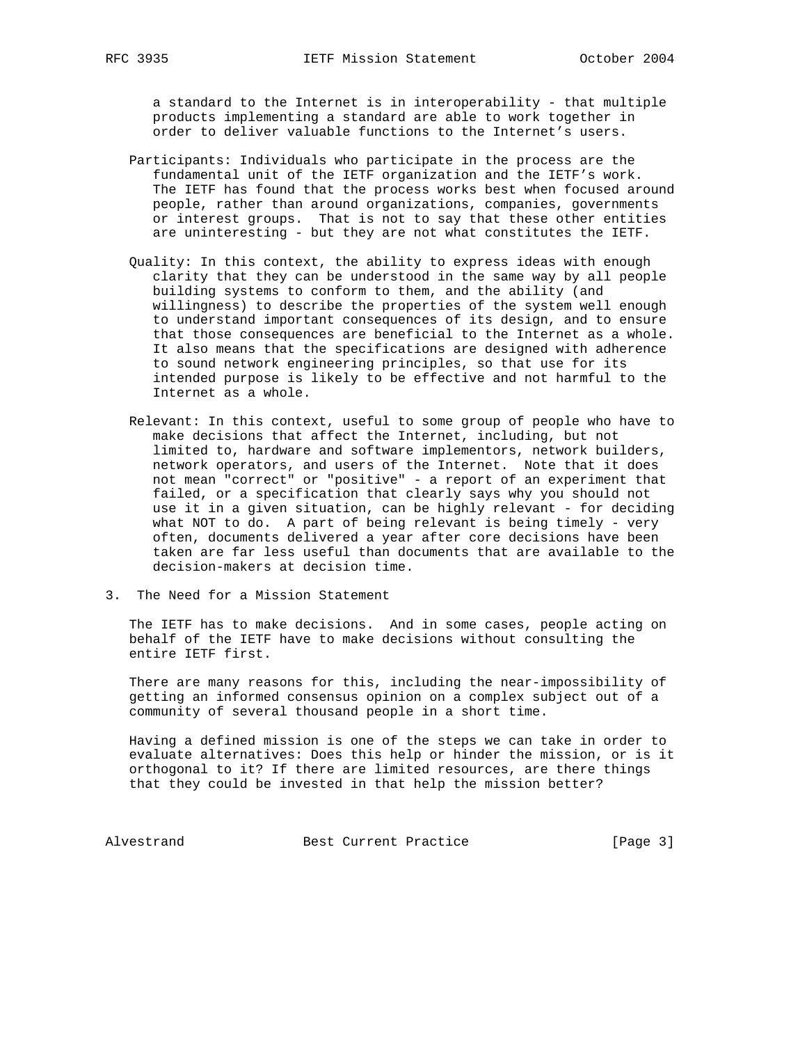a standard to the Internet is in interoperability - that multiple products implementing a standard are able to work together in order to deliver valuable functions to the Internet's users.

Participants: Individuals who participate in the process are the fundamental unit of the IETF organization and the IETF's work. The IETF has found that the process works best when focused around people, rather than around organizations, companies, governments or interest groups. That is not to say that these other entities are uninteresting - but they are not what constitutes the IETF.

Quality: In this context, the ability to express ideas with enough clarity that they can be understood in the same way by all people building systems to conform to them, and the ability (and willingness) to describe the properties of the system well enough to understand important consequences of its design, and to ensure that those consequences are beneficial to the Internet as a whole. It also means that the specifications are designed with adherence to sound network engineering principles, so that use for its intended purpose is likely to be effective and not harmful to the Internet as a whole.

Relevant: In this context, useful to some group of people who have to make decisions that affect the Internet, including, but not limited to, hardware and software implementors, network builders, network operators, and users of the Internet. Note that it does not mean "correct" or "positive" - a report of an experiment that failed, or a specification that clearly says why you should not use it in a given situation, can be highly relevant - for deciding what NOT to do. A part of being relevant is being timely - very often, documents delivered a year after core decisions have been taken are far less useful than documents that are available to the decision-makers at decision time.

## 3. The Need for a Mission Statement

The IETF has to make decisions. And in some cases, people acting on behalf of the IETF have to make decisions without consulting the entire IETF first.

There are many reasons for this, including the near-impossibility of getting an informed consensus opinion on a complex subject out of a community of several thousand people in a short time.

Having a defined mission is one of the steps we can take in order to evaluate alternatives: Does this help or hinder the mission, or is it orthogonal to it? If there are limited resources, are there things that they could be invested in that help the mission better?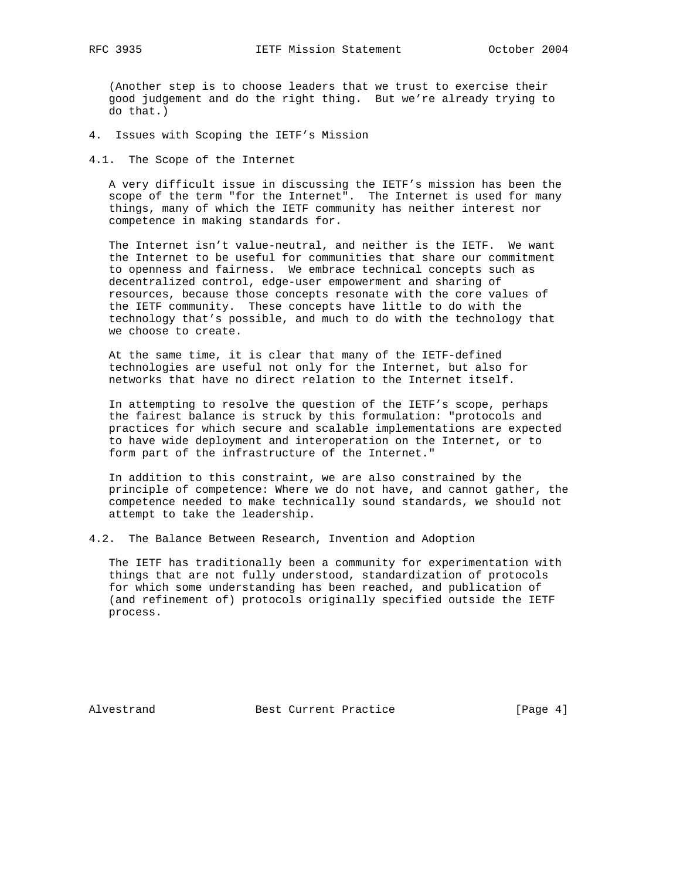(Another step is to choose leaders that we trust to exercise their good judgement and do the right thing. But we're already trying to do that.)

## 4. Issues with Scoping the IETF's Mission

### 4.1. The Scope of the Internet

A very difficult issue in discussing the IETF's mission has been the scope of the term "for the Internet". The Internet is used for many things, many of which the IETF community has neither interest nor competence in making standards for.

The Internet isn't value-neutral, and neither is the IETF. We want the Internet to be useful for communities that share our commitment to openness and fairness. We embrace technical concepts such as decentralized control, edge-user empowerment and sharing of resources, because those concepts resonate with the core values of the IETF community. These concepts have little to do with the technology that's possible, and much to do with the technology that we choose to create.

At the same time, it is clear that many of the IETF-defined technologies are useful not only for the Internet, but also for networks that have no direct relation to the Internet itself.

In attempting to resolve the question of the IETF's scope, perhaps the fairest balance is struck by this formulation: "protocols and practices for which secure and scalable implementations are expected to have wide deployment and interoperation on the Internet, or to form part of the infrastructure of the Internet."

In addition to this constraint, we are also constrained by the principle of competence: Where we do not have, and cannot gather, the competence needed to make technically sound standards, we should not attempt to take the leadership.

### 4.2. The Balance Between Research, Invention and Adoption

The IETF has traditionally been a community for experimentation with things that are not fully understood, standardization of protocols for which some understanding has been reached, and publication of (and refinement of) protocols originally specified outside the IETF process.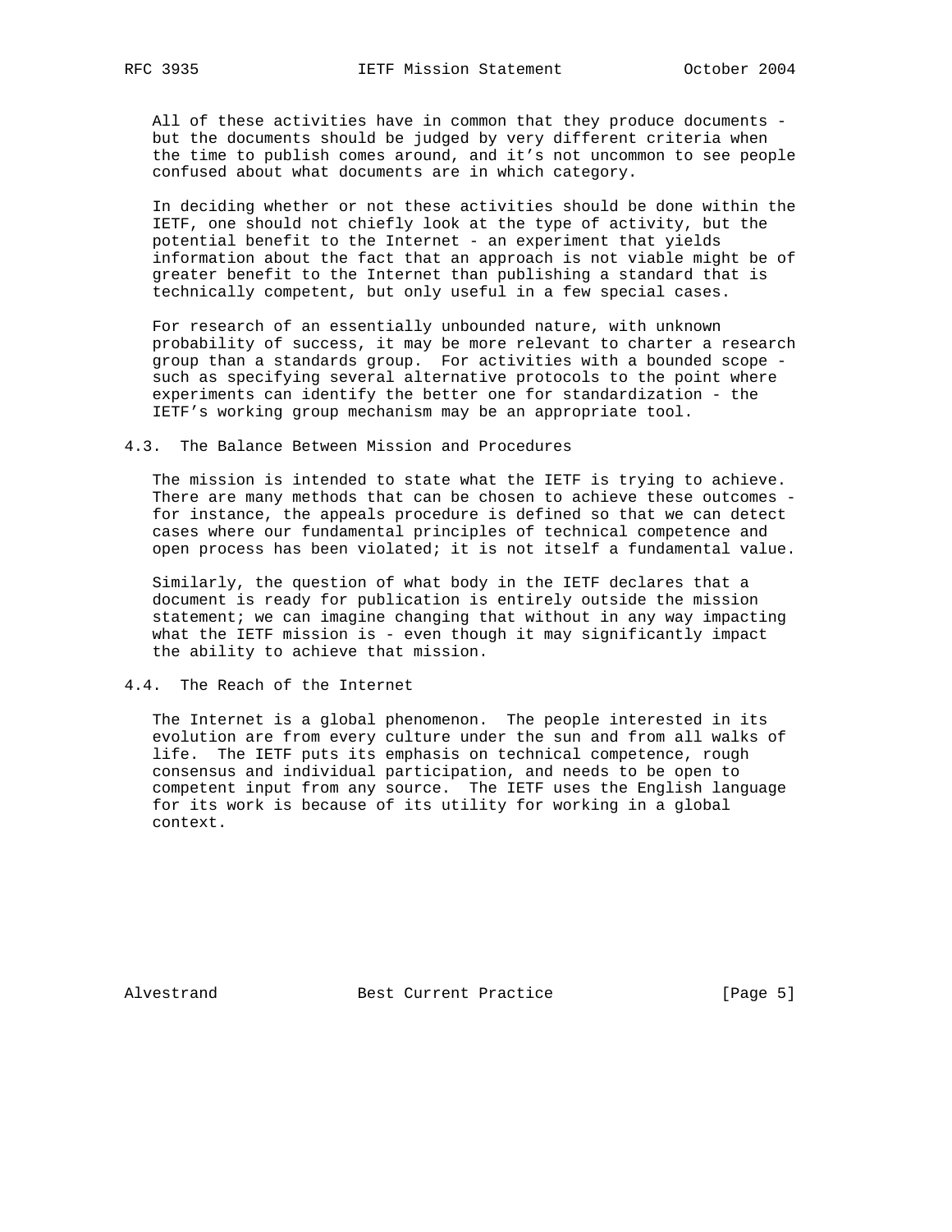All of these activities have in common that they produce documents - but the documents should be judged by very different criteria when the time to publish comes around, and it's not uncommon to see people confused about what documents are in which category.

In deciding whether or not these activities should be done within the IETF, one should not chiefly look at the type of activity, but the potential benefit to the Internet - an experiment that yields information about the fact that an approach is not viable might be of greater benefit to the Internet than publishing a standard that is technically competent, but only useful in a few special cases.

For research of an essentially unbounded nature, with unknown probability of success, it may be more relevant to charter a research group than a standards group. For activities with a bounded scope - such as specifying several alternative protocols to the point where experiments can identify the better one for standardization - the IETF's working group mechanism may be an appropriate tool.

### 4.3. The Balance Between Mission and Procedures

The mission is intended to state what the IETF is trying to achieve. There are many methods that can be chosen to achieve these outcomes - for instance, the appeals procedure is defined so that we can detect cases where our fundamental principles of technical competence and open process has been violated; it is not itself a fundamental value.

Similarly, the question of what body in the IETF declares that a document is ready for publication is entirely outside the mission statement; we can imagine changing that without in any way impacting what the IETF mission is - even though it may significantly impact the ability to achieve that mission.

### 4.4. The Reach of the Internet

The Internet is a global phenomenon. The people interested in its evolution are from every culture under the sun and from all walks of life. The IETF puts its emphasis on technical competence, rough consensus and individual participation, and needs to be open to competent input from any source. The IETF uses the English language for its work is because of its utility for working in a global context.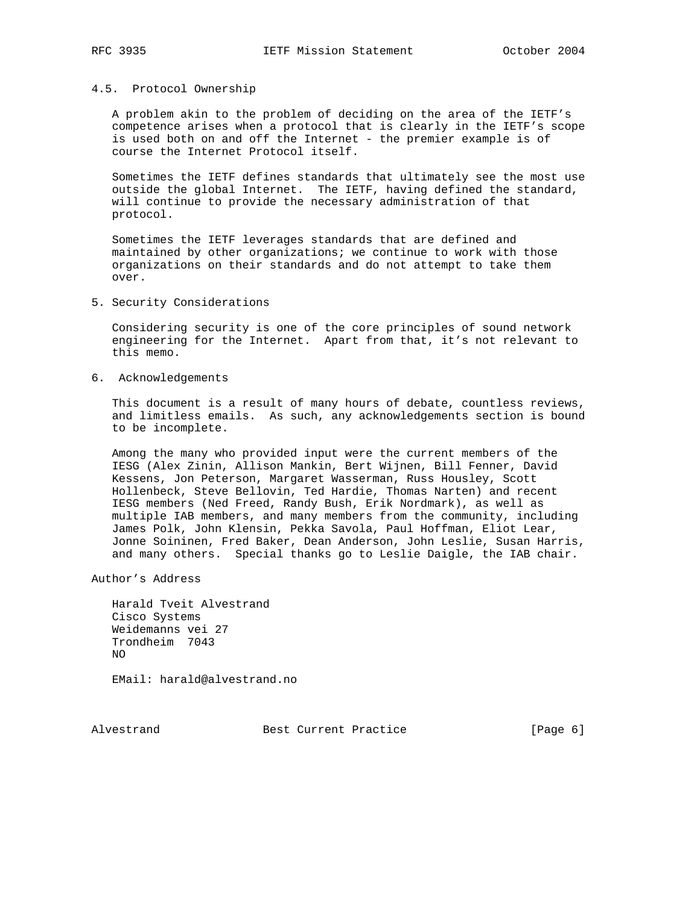### 4.5. Protocol Ownership

A problem akin to the problem of deciding on the area of the IETF's competence arises when a protocol that is clearly in the IETF's scope is used both on and off the Internet - the premier example is of course the Internet Protocol itself.

Sometimes the IETF defines standards that ultimately see the most use outside the global Internet. The IETF, having defined the standard, will continue to provide the necessary administration of that protocol.

Sometimes the IETF leverages standards that are defined and maintained by other organizations; we continue to work with those organizations on their standards and do not attempt to take them over.

## 5. Security Considerations

Considering security is one of the core principles of sound network engineering for the Internet. Apart from that, it's not relevant to this memo.

## 6. Acknowledgements

This document is a result of many hours of debate, countless reviews, and limitless emails. As such, any acknowledgements section is bound to be incomplete.

Among the many who provided input were the current members of the IESG (Alex Zinin, Allison Mankin, Bert Wijnen, Bill Fenner, David Kessens, Jon Peterson, Margaret Wasserman, Russ Housley, Scott Hollenbeck, Steve Bellovin, Ted Hardie, Thomas Narten) and recent IESG members (Ned Freed, Randy Bush, Erik Nordmark), as well as multiple IAB members, and many members from the community, including James Polk, John Klensin, Pekka Savola, Paul Hoffman, Eliot Lear, Jonne Soininen, Fred Baker, Dean Anderson, John Leslie, Susan Harris, and many others. Special thanks go to Leslie Daigle, the IAB chair.

## Author's Address

Harald Tveit Alvestrand
Cisco Systems
Weidemanns vei 27
Trondheim 7043
NO

EMail: harald@alvestrand.no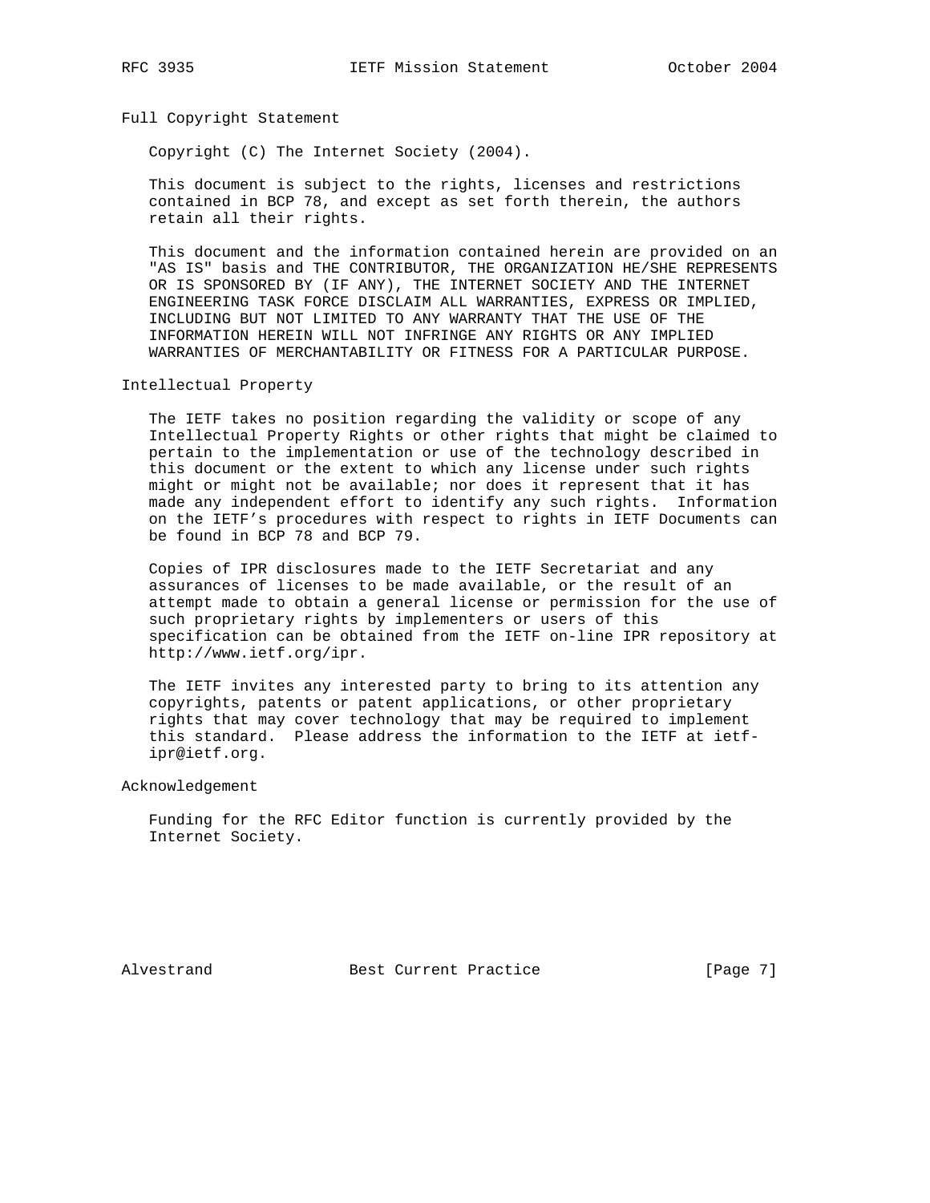## Full Copyright Statement

Copyright (C) The Internet Society (2004).

This document is subject to the rights, licenses and restrictions contained in BCP 78, and except as set forth therein, the authors retain all their rights.

This document and the information contained herein are provided on an "AS IS" basis and THE CONTRIBUTOR, THE ORGANIZATION HE/SHE REPRESENTS OR IS SPONSORED BY (IF ANY), THE INTERNET SOCIETY AND THE INTERNET ENGINEERING TASK FORCE DISCLAIM ALL WARRANTIES, EXPRESS OR IMPLIED, INCLUDING BUT NOT LIMITED TO ANY WARRANTY THAT THE USE OF THE INFORMATION HEREIN WILL NOT INFRINGE ANY RIGHTS OR ANY IMPLIED WARRANTIES OF MERCHANTABILITY OR FITNESS FOR A PARTICULAR PURPOSE.

## Intellectual Property

The IETF takes no position regarding the validity or scope of any Intellectual Property Rights or other rights that might be claimed to pertain to the implementation or use of the technology described in this document or the extent to which any license under such rights might or might not be available; nor does it represent that it has made any independent effort to identify any such rights. Information on the IETF's procedures with respect to rights in IETF Documents can be found in BCP 78 and BCP 79.

Copies of IPR disclosures made to the IETF Secretariat and any assurances of licenses to be made available, or the result of an attempt made to obtain a general license or permission for the use of such proprietary rights by implementers or users of this specification can be obtained from the IETF on-line IPR repository at http://www.ietf.org/ipr.

The IETF invites any interested party to bring to its attention any copyrights, patents or patent applications, or other proprietary rights that may cover technology that may be required to implement this standard. Please address the information to the IETF at ietf-ipr@ietf.org.

## Acknowledgement

Funding for the RFC Editor function is currently provided by the Internet Society.